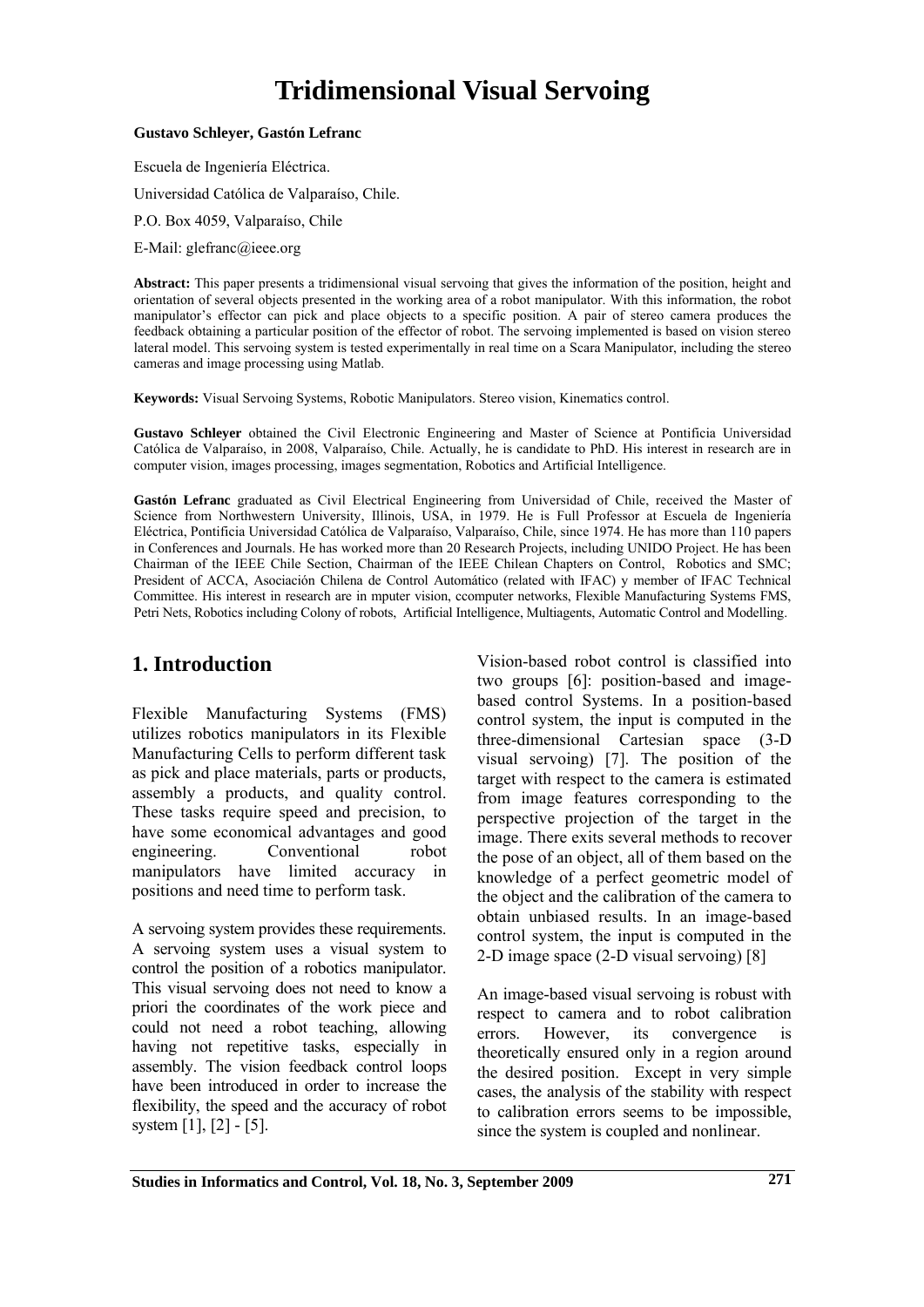# Tridimensional Visual Servoing

**Gustavo Schleyer, Gastón Lefranc**

Escuela de Ingeniería Eléctrica.

Universidad Católica de Valparaíso, Chile.

P.O. Box 4059, Valparaíso, Chile

E-Mail: glefranc@ieee.org

**Abstract:** This paper presents a tridimensional visual servoing that gives the information of the position, height and orientation of several objects presented in the working area of a robot manipulator. With this information, the robot manipulator's effector can pick and place objects to a specific position. A pair of stereo camera produces the feedback obtaining a particular position of the effector of robot. The servoing implemented is based on vision stereo lateral model. This servoing system is tested experimentally in real time on a Scara Manipulator, including the stereo cameras and image processing using Matlab.

**Keywords:** Visual Servoing Systems, Robotic Manipulators. Stereo vision, Kinematics control.

**Gustavo Schleyer** obtained the Civil Electronic Engineering and Master of Science at Pontificia Universidad Católica de Valparaíso, in 2008, Valparaíso, Chile. Actually, he is candidate to PhD. His interest in research are in computer vision, images processing, images segmentation, Robotics and Artificial Intelligence.

**Gastón Lefranc** graduated as Civil Electrical Engineering from Universidad of Chile, received the Master of Science from Northwestern University, Illinois, USA, in 1979. He is Full Professor at Escuela de Ingeniería Eléctrica, Pontificia Universidad Católica de Valparaíso, Valparaíso, Chile, since 1974. He has more than 110 papers in Conferences and Journals. He has worked more than 20 Research Projects, including UNIDO Project. He has been Chairman of the IEEE Chile Section, Chairman of the IEEE Chilean Chapters on Control, Robotics and SMC; President of ACCA, Asociación Chilena de Control Automático (related with IFAC) y member of IFAC Technical Committee. His interest in research are in mputer vision, ccomputer networks, Flexible Manufacturing Systems FMS, Petri Nets, Robotics including Colony of robots, Artificial Intelligence, Multiagents, Automatic Control and Modelling.

## 1. Introduction

Flexible Manufacturing Systems (FMS) utilizes robotics manipulators in its Flexible Manufacturing Cells to perform different task as pick and place materials, parts or products, assembly a products, and quality control. These tasks require speed and precision, to have some economical advantages and good engineering. Conventional robot manipulators have limited accuracy in positions and need time to perform task.

A servoing system provides these requirements. A servoing system uses a visual system to control the position of a robotics manipulator. This visual servoing does not need to know a priori the coordinates of the work piece and could not need a robot teaching, allowing having not repetitive tasks, especially in assembly. The vision feedback control loops have been introduced in order to increase the flexibility, the speed and the accuracy of robot system [1], [2] - [5].

Vision-based robot control is classified into two groups [6]: position-based and image-based control Systems. In a position-based control system, the input is computed in the three-dimensional Cartesian space (3-D visual servoing) [7]. The position of the target with respect to the camera is estimated from image features corresponding to the perspective projection of the target in the image. There exits several methods to recover the pose of an object, all of them based on the knowledge of a perfect geometric model of the object and the calibration of the camera to obtain unbiased results. In an image-based control system, the input is computed in the 2-D image space (2-D visual servoing) [8]

An image-based visual servoing is robust with respect to camera and to robot calibration errors. However, its convergence is theoretically ensured only in a region around the desired position. Except in very simple cases, the analysis of the stability with respect to calibration errors seems to be impossible, since the system is coupled and nonlinear.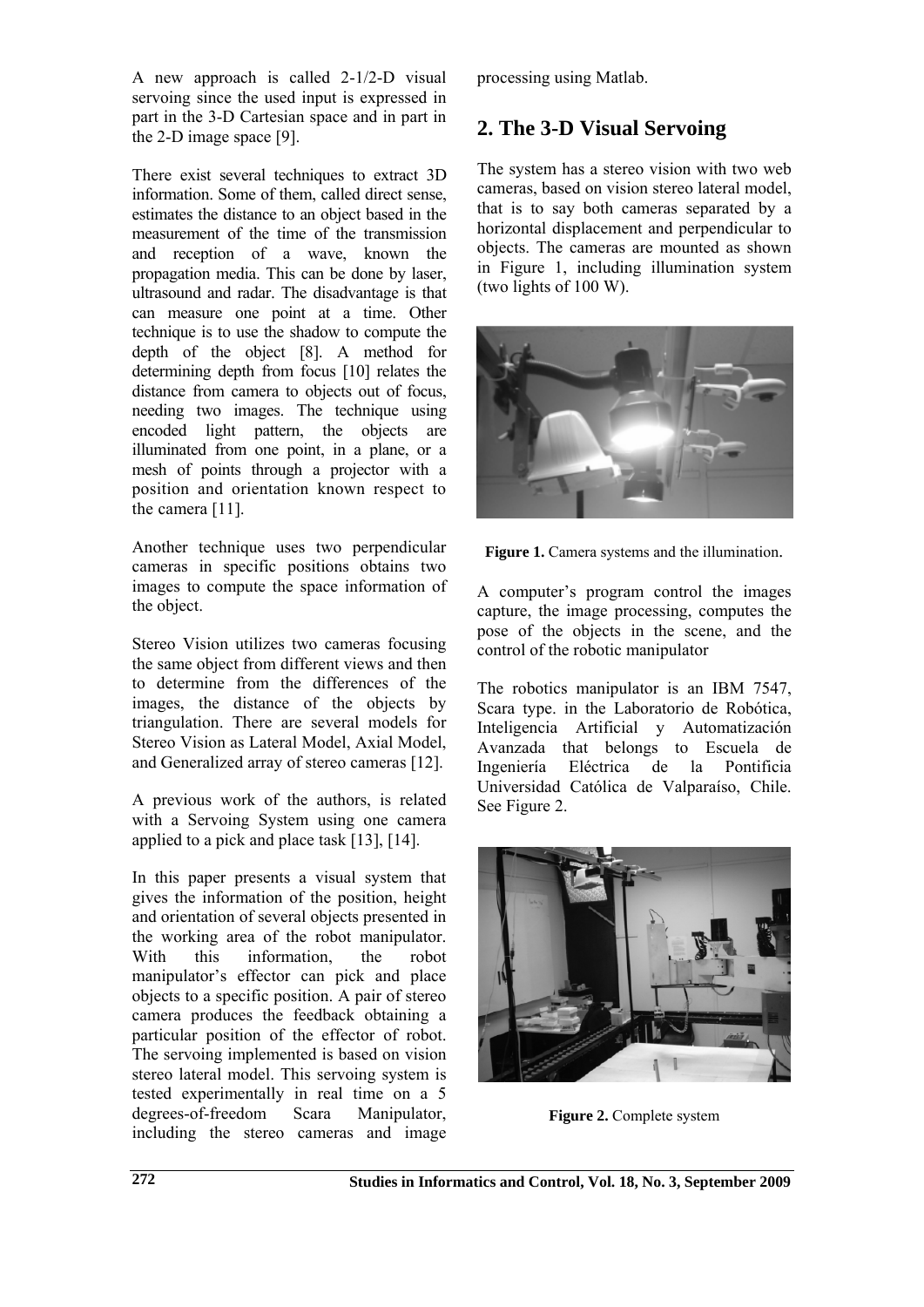A new approach is called 2-1/2-D visual servoing since the used input is expressed in part in the 3-D Cartesian space and in part in the 2-D image space [9].

There exist several techniques to extract 3D information. Some of them, called direct sense, estimates the distance to an object based in the measurement of the time of the transmission and reception of a wave, known the propagation media. This can be done by laser, ultrasound and radar. The disadvantage is that can measure one point at a time. Other technique is to use the shadow to compute the depth of the object [8]. A method for determining depth from focus [10] relates the distance from camera to objects out of focus, needing two images. The technique using encoded light pattern, the objects are illuminated from one point, in a plane, or a mesh of points through a projector with a position and orientation known respect to the camera [11].

Another technique uses two perpendicular cameras in specific positions obtains two images to compute the space information of the object.

Stereo Vision utilizes two cameras focusing the same object from different views and then to determine from the differences of the images, the distance of the objects by triangulation. There are several models for Stereo Vision as Lateral Model, Axial Model, and Generalized array of stereo cameras [12].

A previous work of the authors, is related with a Servoing System using one camera applied to a pick and place task [13], [14].

In this paper presents a visual system that gives the information of the position, height and orientation of several objects presented in the working area of the robot manipulator. With this information, the robot manipulator's effector can pick and place objects to a specific position. A pair of stereo camera produces the feedback obtaining a particular position of the effector of robot. The servoing implemented is based on vision stereo lateral model. This servoing system is tested experimentally in real time on a 5 degrees-of-freedom Scara Manipulator, including the stereo cameras and image processing using Matlab.

## 2. The 3-D Visual Servoing

The system has a stereo vision with two web cameras, based on vision stereo lateral model, that is to say both cameras separated by a horizontal displacement and perpendicular to objects. The cameras are mounted as shown in Figure 1, including illumination system (two lights of 100 W).

**Figure 1.** Camera systems and the illumination.

A computer's program control the images capture, the image processing, computes the pose of the objects in the scene, and the control of the robotic manipulator

The robotics manipulator is an IBM 7547, Scara type. in the Laboratorio de Robótica, Inteligencia Artificial y Automatización Avanzada that belongs to Escuela de Ingeniería Eléctrica de la Pontificia Universidad Católica de Valparaíso, Chile. See Figure 2.

**Figure 2.** Complete system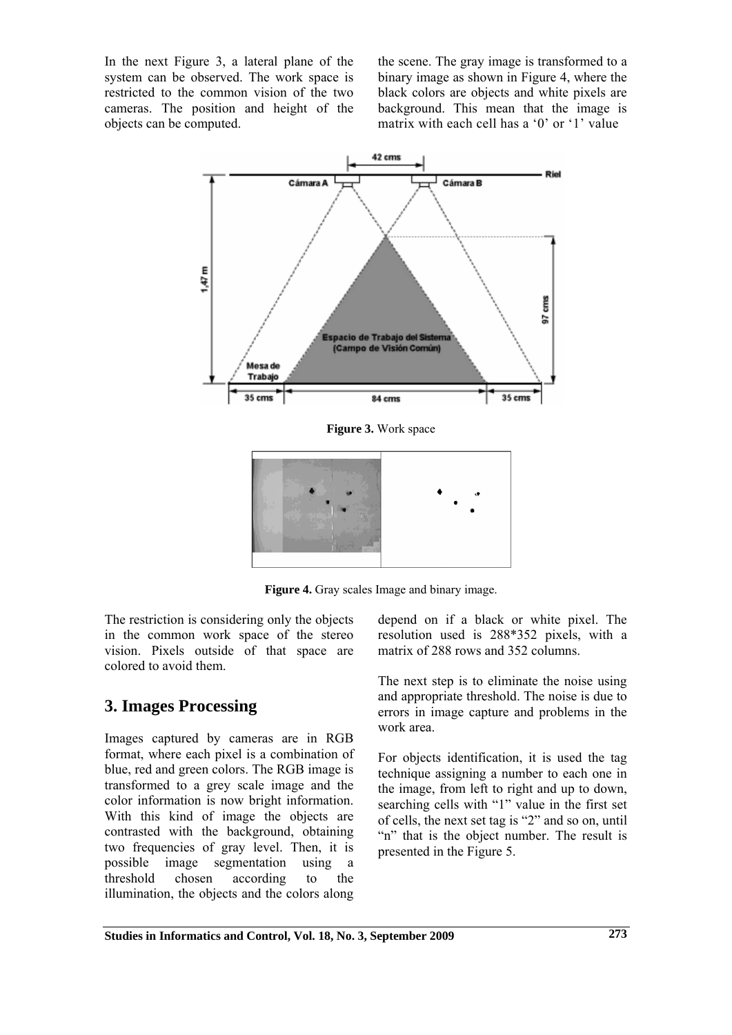In the next Figure 3, a lateral plane of the system can be observed. The work space is restricted to the common vision of the two cameras. The position and height of the objects can be computed.

**Figure 3.** Work space

**Figure 4.** Gray scales Image and binary image.

the scene. The gray image is transformed to a binary image as shown in Figure 4, where the black colors are objects and white pixels are background. This mean that the image is matrix with each cell has a '0' or '1' value depend on if a black or white pixel. The resolution used is 288*352 pixels, with a matrix of 288 rows and 352 columns.

The restriction is considering only the objects in the common work space of the stereo vision. Pixels outside of that space are colored to avoid them.

## 3. Images Processing

Images captured by cameras are in RGB format, where each pixel is a combination of blue, red and green colors. The RGB image is transformed to a grey scale image and the color information is now bright information. With this kind of image the objects are contrasted with the background, obtaining two frequencies of gray level. Then, it is possible image segmentation using a threshold chosen according to the illumination, the objects and the colors along the scene.

The next step is to eliminate the noise using and appropriate threshold. The noise is due to errors in image capture and problems in the work area.

For objects identification, it is used the tag technique assigning a number to each one in the image, from left to right and up to down, searching cells with "1" value in the first set of cells, the next set tag is "2" and so on, until "n" that is the object number. The result is presented in the Figure 5.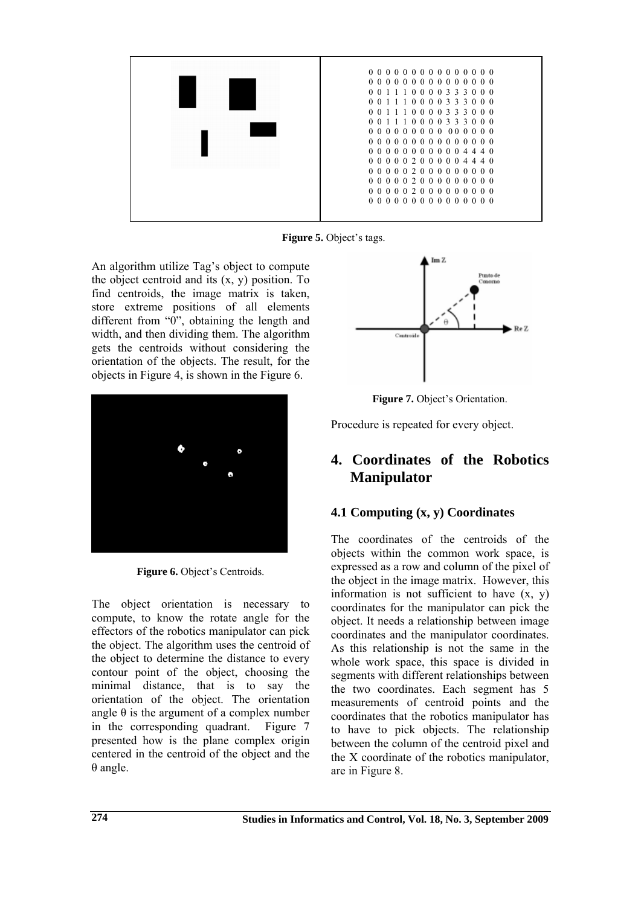| | 0 0 0 0 0 0 0 0 0 0 0 0 0 0 0<br>0 0 0 0 0 0 0 0 0 0 0 0 0 0 0<br>0 0 1 1 1 0 0 0 0 3 3 3 0 0 0<br>0 0 1 1 1 0 0 0 0 3 3 3 0 0 0<br>0 0 1 1 1 0 0 0 0 3 3 3 0 0 0<br>0 0 1 1 1 0 0 0 0 3 3 3 0 0 0<br>0 0 0 0 0 0 0 0 0 0 0 0 0 0 0<br>0 0 0 0 0 0 0 0 0 0 0 0 0 0 0<br>0 0 0 0 0 0 0 0 0 0 0 4 4 4 0<br>0 0 0 0 0 2 0 0 0 0 0 4 4 4 0<br>0 0 0 0 0 2 0 0 0 0 0 0 0 0 0<br>0 0 0 0 0 2 0 0 0 0 0 0 0 0 0<br>0 0 0 0 0 2 0 0 0 0 0 0 0 0 0<br>0 0 0 0 0 0 0 0 0 0 0 0 0 0 0 |
|---|---|

**Figure 5.** Object's tags.

An algorithm utilize Tag's object to compute the object centroid and its (x, y) position. To find centroids, the image matrix is taken, store extreme positions of all elements different from "0", obtaining the length and width, and then dividing them. The algorithm gets the centroids without considering the orientation of the objects. The result, for the objects in Figure 4, is shown in the Figure 6.

**Figure 6.** Object's Centroids.

The object orientation is necessary to compute, to know the rotate angle for the effectors of the robotics manipulator can pick the object. The algorithm uses the centroid of the object to determine the distance to every contour point of the object, choosing the minimal distance, that is to say the orientation of the object. The orientation angle θ is the argument of a complex number in the corresponding quadrant. Figure 7 presented how is the plane complex origin centered in the centroid of the object and the θ angle.

**Figure 7.** Object's Orientation.

Procedure is repeated for every object.

# 4. Coordinates of the Robotics Manipulator

## 4.1 Computing (x, y) Coordinates

The coordinates of the centroids of the objects within the common work space, is expressed as a row and column of the pixel of the object in the image matrix. However, this information is not sufficient to have (x, y) coordinates for the manipulator can pick the object. It needs a relationship between image coordinates and the manipulator coordinates. As this relationship is not the same in the whole work space, this space is divided in segments with different relationships between the two coordinates. Each segment has 5 measurements of centroid points and the coordinates that the robotics manipulator has to have to pick objects. The relationship between the column of the centroid pixel and the X coordinate of the robotics manipulator, are in Figure 8.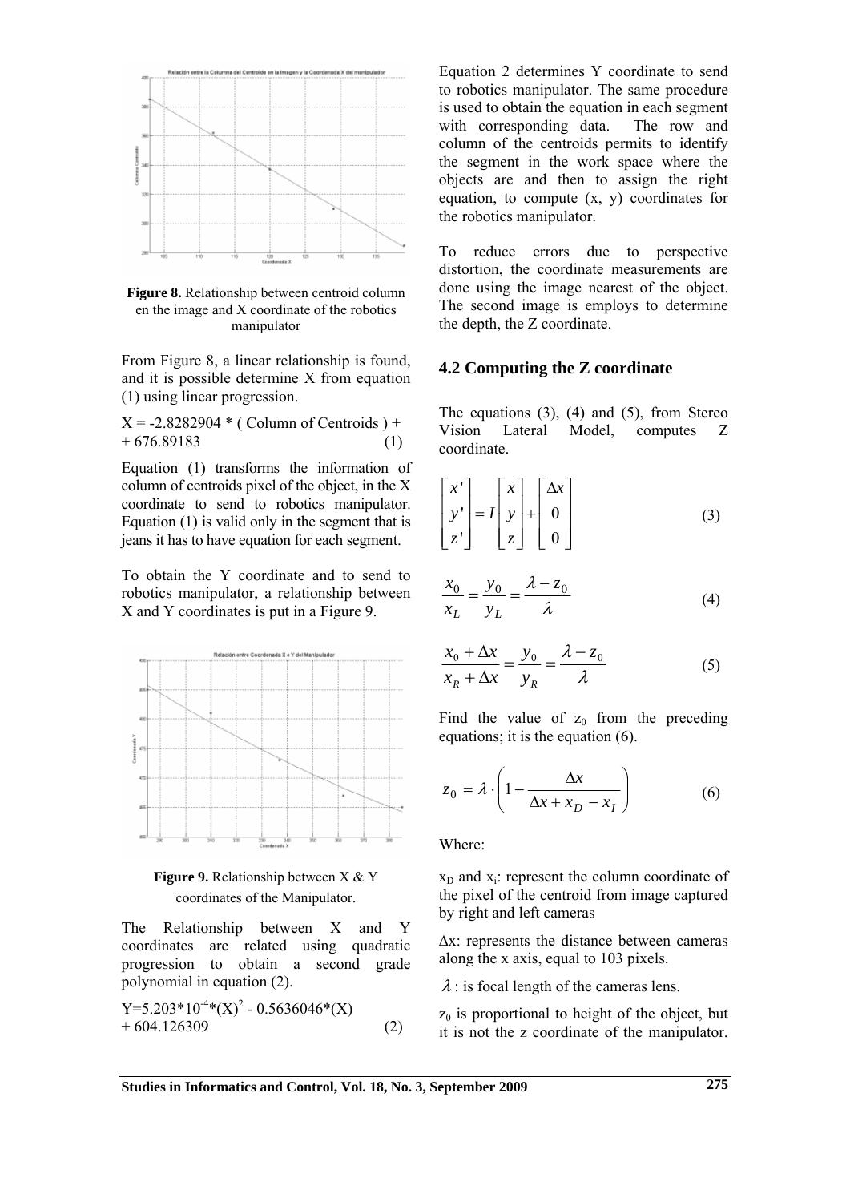**Figure 8.** Relationship between centroid column en the image and X coordinate of the robotics manipulator

From Figure 8, a linear relationship is found, and it is possible determine X from equation (1) using linear progression.

$$X = -2.8282904 * ( \text{Column of Centroids} ) + 676.89183 \quad (1)$$

Equation (1) transforms the information of column of centroids pixel of the object, in the X coordinate to send to robotics manipulator. Equation (1) is valid only in the segment that is jeans it has to have equation for each segment.

To obtain the Y coordinate and to send to robotics manipulator, a relationship between X and Y coordinates is put in a Figure 9.

**Figure 9.** Relationship between X & Y coordinates of the Manipulator.

The Relationship between X and Y coordinates are related using quadratic progression to obtain a second grade polynomial in equation (2).

$$Y=5.203*10^{-4}*(X)^2 - 0.5636046*(X) + 604.126309 \quad (2)$$

Equation 2 determines Y coordinate to send to robotics manipulator. The same procedure is used to obtain the equation in each segment with corresponding data. The row and column of the centroids permits to identify the segment in the work space where the objects are and then to assign the right equation, to compute (x, y) coordinates for the robotics manipulator.

To reduce errors due to perspective distortion, the coordinate measurements are done using the image nearest of the object. The second image is employs to determine the depth, the Z coordinate.

### 4.2 Computing the Z coordinate

The equations (3), (4) and (5), from Stereo Vision Lateral Model, computes Z coordinate.

$$\begin{bmatrix} x' \\ y' \\ z' \end{bmatrix} = I \begin{bmatrix} x \\ y \\ z \end{bmatrix} + \begin{bmatrix} \Delta x \\ 0 \\ 0 \end{bmatrix} \quad (3)$$

$$\frac{x_0}{x_L} = \frac{y_0}{y_L} = \frac{\lambda - z_0}{\lambda} \quad (4)$$

$$\frac{x_0 + \Delta x}{x_R + \Delta x} = \frac{y_0}{y_R} = \frac{\lambda - z_0}{\lambda} \quad (5)$$

Find the value of $z_0$ from the preceding equations; it is the equation (6).

$$z_0 = \lambda \cdot \left( 1 - \frac{\Delta x}{\Delta x + x_D - x_I} \right) \quad (6)$$

Where:

$x_D$ and $x_I$: represent the column coordinate of the pixel of the centroid from image captured by right and left cameras

$\Delta x$: represents the distance between cameras along the x axis, equal to 103 pixels.

$\lambda$ : is focal length of the cameras lens.

$z_0$ is proportional to height of the object, but it is not the z coordinate of the manipulator.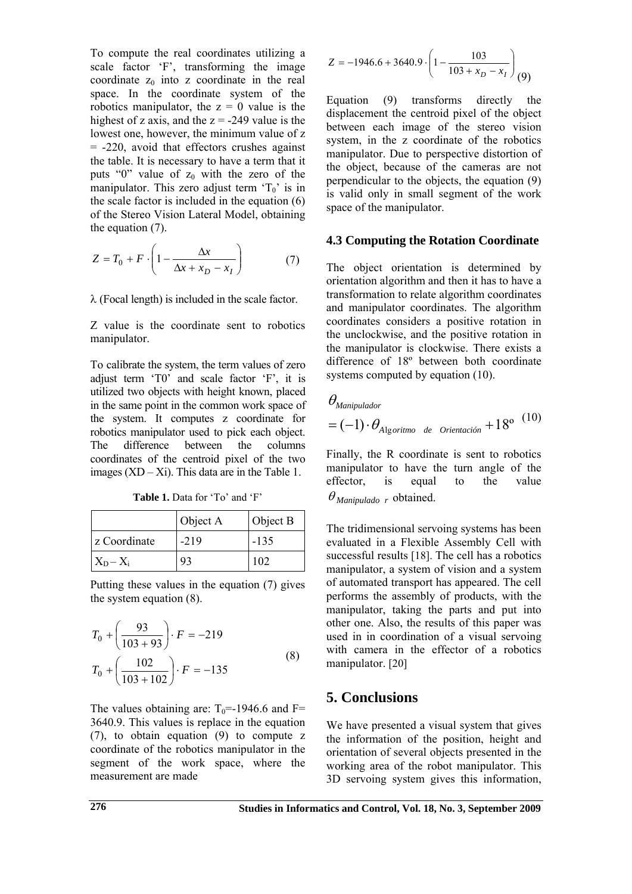To compute the real coordinates utilizing a scale factor 'F', transforming the image coordinate $z_0$ into z coordinate in the real space. In the coordinate system of the robotics manipulator, the z = 0 value is the highest of z axis, and the z = -249 value is the lowest one, however, the minimum value of z = -220, avoid that effectors crushes against the table. It is necessary to have a term that it puts "0" value of $z_0$ with the zero of the manipulator. This zero adjust term '$T_0$' is in the scale factor is included in the equation (6) of the Stereo Vision Lateral Model, obtaining the equation (7).

$$Z = T_0 + F \cdot \left( 1 - \frac{\Delta x}{\Delta x + x_D - x_I} \right) \tag{7}$$

λ (Focal length) is included in the scale factor.

Z value is the coordinate sent to robotics manipulator.

To calibrate the system, the term values of zero adjust term 'T0' and scale factor 'F', it is utilized two objects with height known, placed in the same point in the common work space of the system. It computes z coordinate for robotics manipulator used to pick each object. The difference between the columns coordinates of the centroid pixel of the two images (XD – Xi). This data are in the Table 1.

**Table 1.** Data for 'To' and 'F'

| | Object A | Object B |
|---|---|---|
| z Coordinate | -219 | -135 |
| $X_D - X_i$ | 93 | 102 |

Putting these values in the equation (7) gives the system equation (8).

$$\begin{aligned} T_0 + \left( \frac{93}{103 + 93} \right) \cdot F &= -219 \\ T_0 + \left( \frac{102}{103 + 102} \right) \cdot F &= -135 \end{aligned} \tag{8}$$

The values obtaining are: $T_0$=-1946.6 and F= 3640.9. This values is replace in the equation (7), to obtain equation (9) to compute z coordinate of the robotics manipulator in the segment of the work space, where the measurement are made

$$Z = -1946.6 + 3640.9 \cdot \left( 1 - \frac{103}{103 + x_D - x_I} \right) \tag{9}$$

Equation (9) transforms directly the displacement the centroid pixel of the object between each image of the stereo vision system, in the z coordinate of the robotics manipulator. Due to perspective distortion of the object, because of the cameras are not perpendicular to the objects, the equation (9) is valid only in small segment of the work space of the manipulator.

### 4.3 Computing the Rotation Coordinate

The object orientation is determined by orientation algorithm and then it has to have a transformation to relate algorithm coordinates and manipulator coordinates. The algorithm coordinates considers a positive rotation in the unclockwise, and the positive rotation in the manipulator is clockwise. There exists a difference of 18º between both coordinate systems computed by equation (10).

$$\theta_{Manipulador} = (-1) \cdot \theta_{Algoritmo\ de\ Orientación} + 18^{\circ} \tag{10}$$

Finally, the R coordinate is sent to robotics manipulator to have the turn angle of the effector, is equal to the value $\theta_{Manipulador}$ obtained.

The tridimensional servoing systems has been evaluated in a Flexible Assembly Cell with successful results [18]. The cell has a robotics manipulator, a system of vision and a system of automated transport has appeared. The cell performs the assembly of products, with the manipulator, taking the parts and put into other one. Also, the results of this paper was used in in coordination of a visual servoing with camera in the effector of a robotics manipulator. [20]

## 5. Conclusions

We have presented a visual system that gives the information of the position, height and orientation of several objects presented in the working area of the robot manipulator. This 3D servoing system gives this information,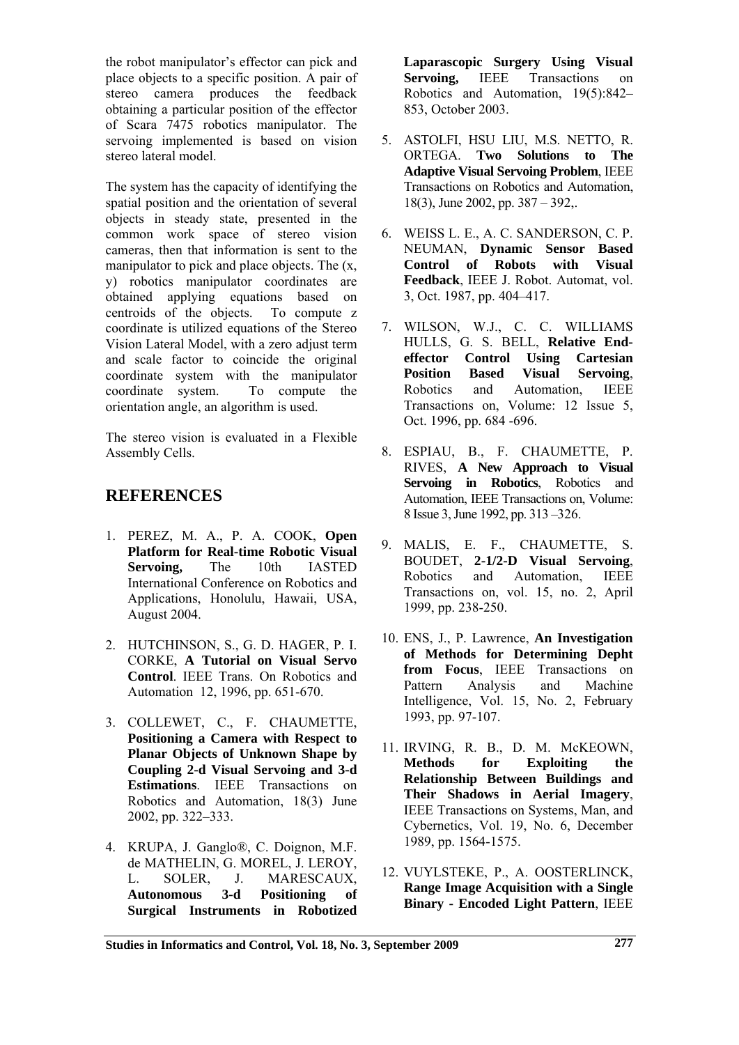the robot manipulator's effector can pick and place objects to a specific position. A pair of stereo camera produces the feedback obtaining a particular position of the effector of Scara 7475 robotics manipulator. The servoing implemented is based on vision stereo lateral model.

The system has the capacity of identifying the spatial position and the orientation of several objects in steady state, presented in the common work space of stereo vision cameras, then that information is sent to the manipulator to pick and place objects. The (x, y) robotics manipulator coordinates are obtained applying equations based on centroids of the objects. To compute z coordinate is utilized equations of the Stereo Vision Lateral Model, with a zero adjust term and scale factor to coincide the original coordinate system with the manipulator coordinate system. To compute the orientation angle, an algorithm is used.

The stereo vision is evaluated in a Flexible Assembly Cells.

## REFERENCES

1. PEREZ, M. A., P. A. COOK, **Open Platform for Real-time Robotic Visual Servoing,** The 10th IASTED International Conference on Robotics and Applications, Honolulu, Hawaii, USA, August 2004.
2. HUTCHINSON, S., G. D. HAGER, P. I. CORKE, **A Tutorial on Visual Servo Control**. IEEE Trans. On Robotics and Automation 12, 1996, pp. 651-670.
3. COLLEWET, C., F. CHAUMETTE, **Positioning a Camera with Respect to Planar Objects of Unknown Shape by Coupling 2-d Visual Servoing and 3-d Estimations**. IEEE Transactions on Robotics and Automation, 18(3) June 2002, pp. 322–333.
4. KRUPA, J. Ganglo®, C. Doignon, M.F. de MATHELIN, G. MOREL, J. LEROY, L. SOLER, J. MARESCAUX, **Autonomous 3-d Positioning of Surgical Instruments in Robotized Laparascopic Surgery Using Visual Servoing,** IEEE Transactions on Robotics and Automation, 19(5):842–853, October 2003.
5. ASTOLFI, HSU LIU, M.S. NETTO, R. ORTEGA. **Two Solutions to The Adaptive Visual Servoing Problem**, IEEE Transactions on Robotics and Automation, 18(3), June 2002, pp. 387 – 392,.
6. WEISS L. E., A. C. SANDERSON, C. P. NEUMAN, **Dynamic Sensor Based Control of Robots with Visual Feedback**, IEEE J. Robot. Automat, vol. 3, Oct. 1987, pp. 404–417.
7. WILSON, W.J., C. C. WILLIAMS HULLS, G. S. BELL, **Relative End-effector Control Using Cartesian Position Based Visual Servoing**, Robotics and Automation, IEEE Transactions on, Volume: 12 Issue 5, Oct. 1996, pp. 684 -696.
8. ESPIAU, B., F. CHAUMETTE, P. RIVES, **A New Approach to Visual Servoing in Robotics**, Robotics and Automation, IEEE Transactions on, Volume: 8 Issue 3, June 1992, pp. 313 –326.
9. MALIS, E. F., CHAUMETTE, S. BOUDET, **2-1/2-D Visual Servoing**, Robotics and Automation, IEEE Transactions on, vol. 15, no. 2, April 1999, pp. 238-250.
10. ENS, J., P. Lawrence, **An Investigation of Methods for Determining Depht from Focus**, IEEE Transactions on Pattern Analysis and Machine Intelligence, Vol. 15, No. 2, February 1993, pp. 97-107.
11. IRVING, R. B., D. M. McKEOWN, **Methods for Exploiting the Relationship Between Buildings and Their Shadows in Aerial Imagery**, IEEE Transactions on Systems, Man, and Cybernetics, Vol. 19, No. 6, December 1989, pp. 1564-1575.
12. VUYLSTEKE, P., A. OOSTERLINCK, **Range Image Acquisition with a Single Binary - Encoded Light Pattern**, IEEE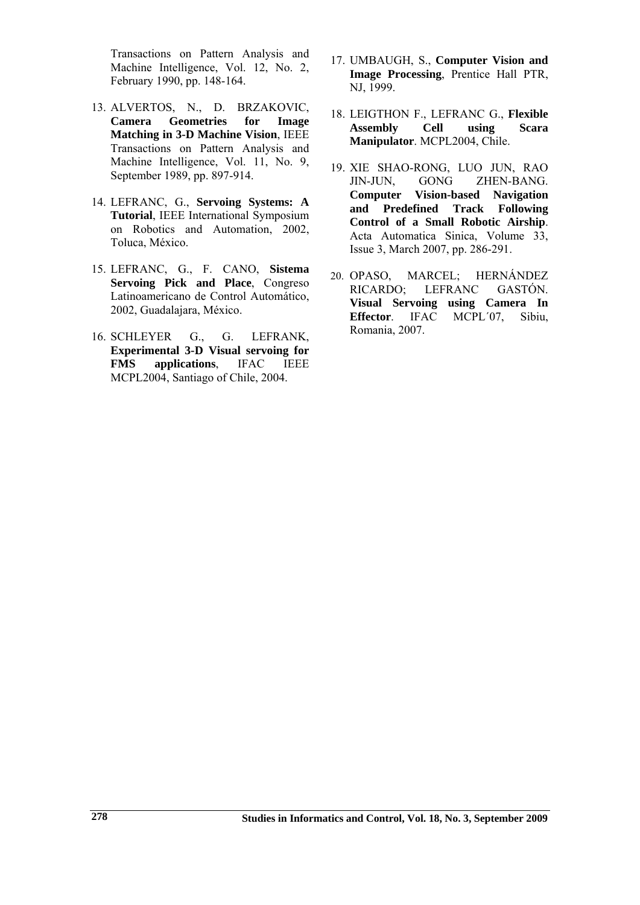Transactions on Pattern Analysis and Machine Intelligence, Vol. 12, No. 2, February 1990, pp. 148-164.

13. ALVERTOS, N., D. BRZAKOVIC, **Camera Geometries for Image Matching in 3-D Machine Vision**, IEEE Transactions on Pattern Analysis and Machine Intelligence, Vol. 11, No. 9, September 1989, pp. 897-914.

14. LEFRANC, G., **Servoing Systems: A Tutorial**, IEEE International Symposium on Robotics and Automation, 2002, Toluca, México.

15. LEFRANC, G., F. CANO, **Sistema Servoing Pick and Place**, Congreso Latinoamericano de Control Automático, 2002, Guadalajara, México.

16. SCHLEYER G., G. LEFRANK, **Experimental 3-D Visual servoing for FMS applications**, IFAC IEEE MCPL2004, Santiago of Chile, 2004.

17. UMBAUGH, S., **Computer Vision and Image Processing**, Prentice Hall PTR, NJ, 1999.

18. LEIGTHON F., LEFRANC G., **Flexible Assembly Cell using Scara Manipulator**. MCPL2004, Chile.

19. XIE SHAO-RONG, LUO JUN, RAO JIN-JUN, GONG ZHEN-BANG. **Computer Vision-based Navigation and Predefined Track Following Control of a Small Robotic Airship**. Acta Automatica Sinica, Volume 33, Issue 3, March 2007, pp. 286-291.

20. OPASO, MARCEL; HERNÁNDEZ RICARDO; LEFRANC GASTÓN. **Visual Servoing using Camera In Effector**. IFAC MCPL´07, Sibiu, Romania, 2007.